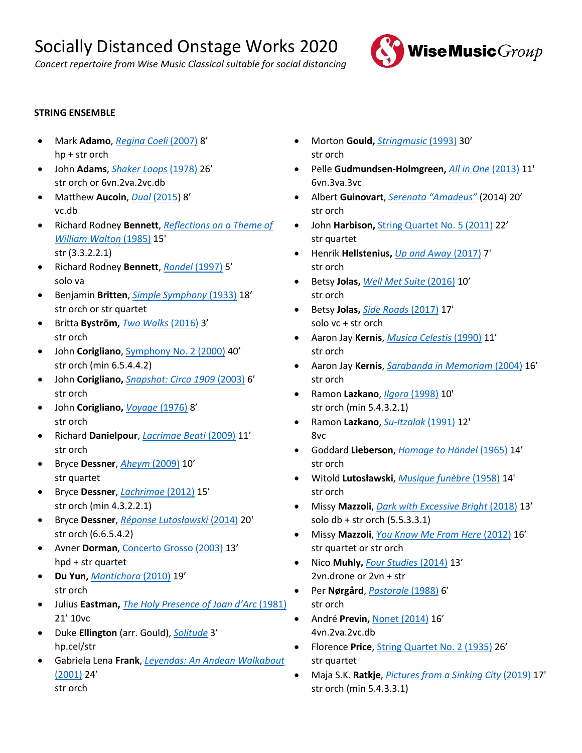# Socially Distanced Onstage Works 2020

*Concert repertoire from Wise Music Classical suitable for social distancing*

**STRING ENSEMBLE**

- Mark **Adamo**, *Regina Coeli* (2007) 8'
  hp + str orch
- John **Adams**, *Shaker Loops* (1978) 26'
  str orch or 6vn.2va.2vc.db
- Matthew **Aucoin**, *Dual* (2015) 8'
  vc.db
- Richard Rodney **Bennett**, *Reflections on a Theme of William Walton* (1985) 15'
  str (3.3.2.2.1)
- Richard Rodney **Bennett**, *Rondel* (1997) 5'
  solo va
- Benjamin **Britten**, *Simple Symphony* (1933) 18'
  str orch or str quartet
- Britta **Byström**, *Two Walks* (2016) 3'
  str orch
- John **Corigliano**, Symphony No. 2 (2000) 40'
  str orch (min 6.5.4.4.2)
- John **Corigliano**, *Snapshot: Circa 1909* (2003) 6'
  str orch
- John **Corigliano**, *Voyage* (1976) 8'
  str orch
- Richard **Danielpour**, *Lacrimae Beati* (2009) 11'
  str orch
- Bryce **Dessner**, *Aheym* (2009) 10'
  str quartet
- Bryce **Dessner**, *Lachrimae* (2012) 15'
  str orch (min 4.3.2.2.1)
- Bryce **Dessner**, *Réponse Lutosławski* (2014) 20'
  str orch (6.6.5.4.2)
- Avner **Dorman**, Concerto Grosso (2003) 13'
  hpd + str quartet
- **Du Yun**, *Mantichora* (2010) 19'
  str orch
- Julius **Eastman**, *The Holy Presence of Joan d'Arc* (1981)
  21' 10vc
- Duke **Ellington** (arr. Gould), *Solitude* 3'
  hp.cel/str
- Gabriela Lena **Frank**, *Leyendas: An Andean Walkabout* (2001) 24'
  str orch
- Morton **Gould**, *Stringmusic* (1993) 30'
  str orch
- Pelle **Gudmundsen-Holmgreen**, *All in One* (2013) 11'
  6vn.3va.3vc
- Albert **Guinovart**, *Serenata "Amadeus"* (2014) 20'
  str orch
- John **Harbison**, String Quartet No. 5 (2011) 22'
  str quartet
- Henrik **Hellstenius**, *Up and Away* (2017) 7'
  str orch
- Betsy **Jolas**, *Well Met Suite* (2016) 10'
  str orch
- Betsy **Jolas**, *Side Roads* (2017) 17'
  solo vc + str orch
- Aaron Jay **Kernis**, *Musica Celestis* (1990) 11'
  str orch
- Aaron Jay **Kernis**, *Sarabanda in Memoriam* (2004) 16'
  str orch
- Ramon **Lazkano**, *Ilgora* (1998) 10'
  str orch (min 5.4.3.2.1)
- Ramon **Lazkano**, *Su-Itzalak* (1991) 12'
  8vc
- Goddard **Lieberson**, *Homage to Händel* (1965) 14'
  str orch
- Witold **Lutosławski**, *Musique funèbre* (1958) 14'
  str orch
- Missy **Mazzoli**, *Dark with Excessive Bright* (2018) 13'
  solo db + str orch (5.5.3.3.1)
- Missy **Mazzoli**, *You Know Me From Here* (2012) 16'
  str quartet or str orch
- Nico **Muhly**, *Four Studies* (2014) 13'
  2vn.drone or 2vn + str
- Per **Nørgård**, *Pastorale* (1988) 6'
  str orch
- André **Previn**, Nonet (2014) 16'
  4vn.2va.2vc.db
- Florence **Price**, String Quartet No. 2 (1935) 26'
  str quartet
- Maja S.K. **Ratkje**, *Pictures from a Sinking City* (2019) 17'
  str orch (min 5.4.3.3.1)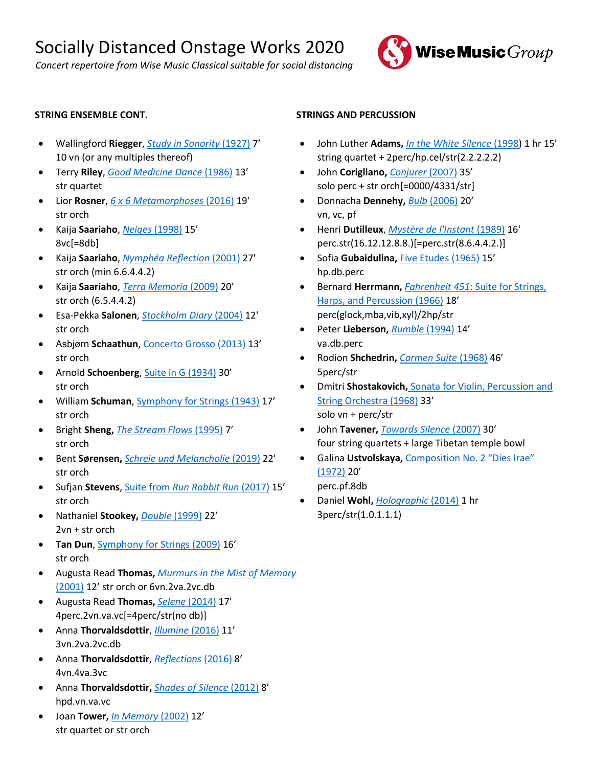# Socially Distanced Onstage Works 2020

*Concert repertoire from Wise Music Classical suitable for social distancing*

**STRING ENSEMBLE CONT.**

- Wallingford **Riegger**, *Study in Sonority* (1927) 7'
  10 vn (or any multiples thereof)
- Terry **Riley**, *Good Medicine Dance* (1986) 13'
  str quartet
- Lior **Rosner**, *6 x 6 Metamorphoses* (2016) 19'
  str orch
- Kaija **Saariaho**, *Neiges* (1998) 15'
  8vc[=8db]
- Kaija **Saariaho**, *Nymphéa Reflection* (2001) 27'
  str orch (min 6.6.4.4.2)
- Kaija **Saariaho**, *Terra Memoria* (2009) 20'
  str orch (6.5.4.4.2)
- Esa-Pekka **Salonen**, *Stockholm Diary* (2004) 12'
  str orch
- Asbjørn **Schaathun**, Concerto Grosso (2013) 13'
  str orch
- Arnold **Schoenberg**, Suite in G (1934) 30'
  str orch
- William **Schuman**, Symphony for Strings (1943) 17'
  str orch
- Bright **Sheng**, *The Stream Flows* (1995) 7'
  str orch
- Bent **Sørensen**, *Schreie und Melancholie* (2019) 22'
  str orch
- Sufjan **Stevens**, Suite from *Run Rabbit Run* (2017) 15'
  str orch
- Nathaniel **Stookey**, *Double* (1999) 22'
  2vn + str orch
- **Tan Dun**, Symphony for Strings (2009) 16'
  str orch
- Augusta Read **Thomas**, *Murmurs in the Mist of Memory* (2001) 12' str orch or 6vn.2va.2vc.db
- Augusta Read **Thomas**, *Selene* (2014) 17'
  4perc.2vn.va.vc[=4perc/str(no db)]
- Anna **Thorvaldsdottir**, *Illumine* (2016) 11'
  3vn.2va.2vc.db
- Anna **Thorvaldsdottir**, *Reflections* (2016) 8'
  4vn.4va.3vc
- Anna **Thorvaldsdottir**, *Shades of Silence* (2012) 8'
  hpd.vn.va.vc
- Joan **Tower**, *In Memory* (2002) 12'
  str quartet or str orch

**STRINGS AND PERCUSSION**

- John Luther **Adams**, *In the White Silence* (1998) 1 hr 15'
  string quartet + 2perc/hp.cel/str(2.2.2.2.2)
- John **Corigliano**, *Conjurer* (2007) 35'
  solo perc + str orch[=0000/4331/str]
- Donnacha **Dennehy**, *Bulb* (2006) 20'
  vn, vc, pf
- Henri **Dutilleux**, *Mystère de l'Instant* (1989) 16'
  perc.str(16.12.12.8.8.)[=perc.str(8.6.4.4.2.)]
- Sofia **Gubaidulina**, Five Etudes (1965) 15'
  hp.db.perc
- Bernard **Herrmann**, *Fahrenheit 451*: Suite for Strings, Harps, and Percussion (1966) 18'
  perc(glock,mba,vib,xyl)/2hp/str
- Peter **Lieberson**, *Rumble* (1994) 14'
  va.db.perc
- Rodion **Shchedrin**, *Carmen Suite* (1968) 46'
  5perc/str
- Dmitri **Shostakovich**, Sonata for Violin, Percussion and String Orchestra (1968) 33'
  solo vn + perc/str
- John **Tavener**, *Towards Silence* (2007) 30'
  four string quartets + large Tibetan temple bowl
- Galina **Ustvolskaya**, Composition No. 2 "Dies Irae" (1972) 20'
  perc.pf.8db
- Daniel **Wohl**, *Holographic* (2014) 1 hr
  3perc/str(1.0.1.1.1)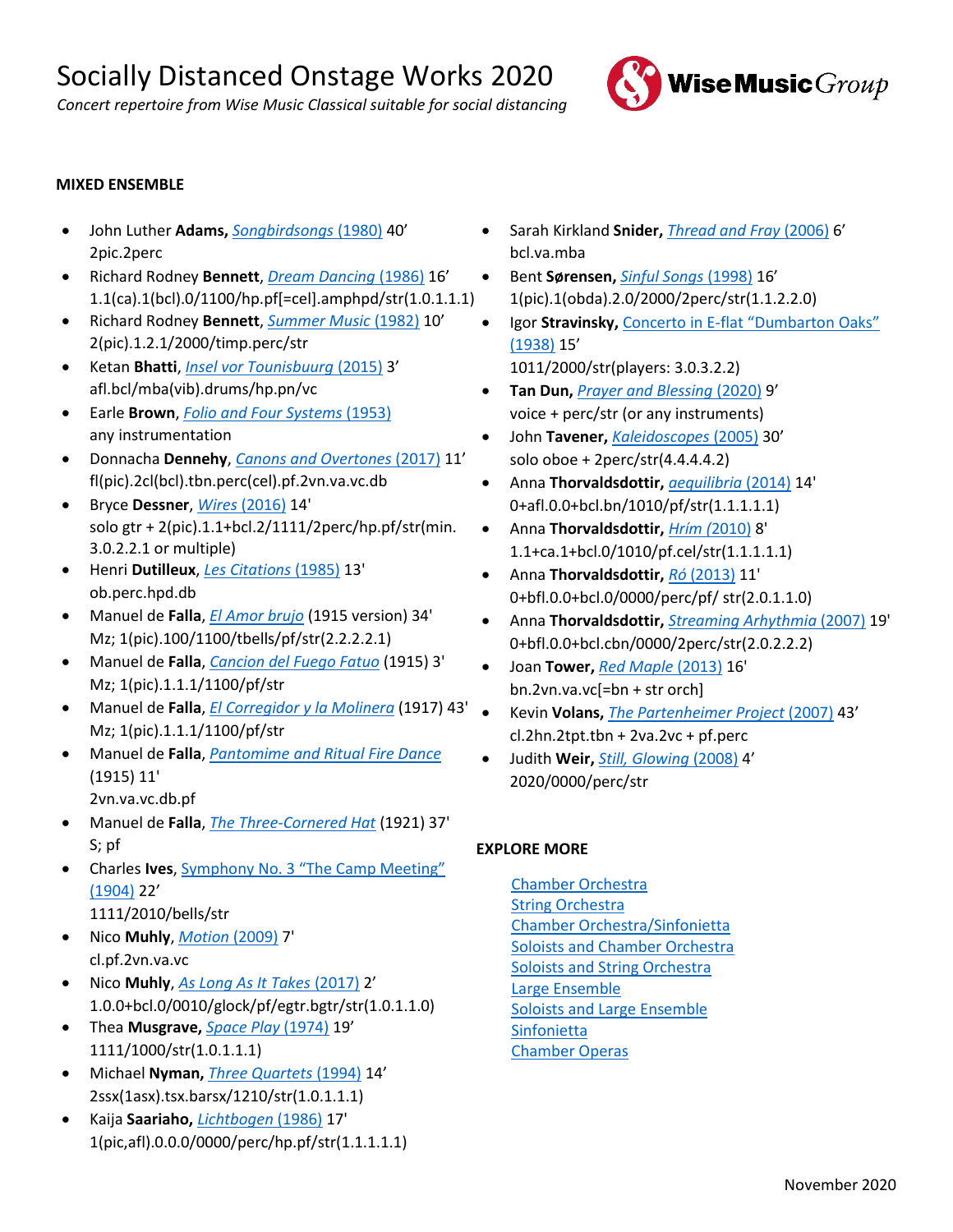# Socially Distanced Onstage Works 2020

*Concert repertoire from Wise Music Classical suitable for social distancing*

### MIXED ENSEMBLE

- John Luther **Adams,** *Songbirdsongs* (1980) 40'
  2pic.2perc
- Richard Rodney **Bennett**, *Dream Dancing* (1986) 16'
  1.1(ca).1(bcl).0/1100/hp.pf[=cel].amphpd/str(1.0.1.1.1)
- Richard Rodney **Bennett**, *Summer Music* (1982) 10'
  2(pic).1.2.1/2000/timp.perc/str
- Ketan **Bhatti**, *Insel vor Tounisbuurg* (2015) 3'
  afl.bcl/mba(vib).drums/hp.pn/vc
- Earle **Brown**, *Folio and Four Systems* (1953)
  any instrumentation
- Donnacha **Dennehy**, *Canons and Overtones* (2017) 11'
  fl(pic).2cl(bcl).tbn.perc(cel).pf.2vn.va.vc.db
- Bryce **Dessner**, *Wires* (2016) 14'
  solo gtr + 2(pic).1.1+bcl.2/1111/2perc/hp.pf/str(min. 3.0.2.2.1 or multiple)
- Henri **Dutilleux**, *Les Citations* (1985) 13'
  ob.perc.hpd.db
- Manuel de **Falla**, *El Amor brujo* (1915 version) 34'
  Mz; 1(pic).100/1100/tbells/pf/str(2.2.2.2.1)
- Manuel de **Falla**, *Cancion del Fuego Fatuo* (1915) 3'
  Mz; 1(pic).1.1.1/1100/pf/str
- Manuel de **Falla**, *El Corregidor y la Molinera* (1917) 43'
  Mz; 1(pic).1.1.1/1100/pf/str
- Manuel de **Falla**, *Pantomime and Ritual Fire Dance* (1915) 11'
  2vn.va.vc.db.pf
- Manuel de **Falla**, *The Three-Cornered Hat* (1921) 37'
  S; pf
- Charles **Ives**, Symphony No. 3 "The Camp Meeting" (1904) 22'
  1111/2010/bells/str
- Nico **Muhly**, *Motion* (2009) 7'
  cl.pf.2vn.va.vc
- Nico **Muhly**, *As Long As It Takes* (2017) 2'
  1.0.0+bcl.0/0010/glock/pf/egtr.bgtr/str(1.0.1.1.0)
- Thea **Musgrave,** *Space Play* (1974) 19'
  1111/1000/str(1.0.1.1.1)
- Michael **Nyman,** *Three Quartets* (1994) 14'
  2ssx(1asx).tsx.barsx/1210/str(1.0.1.1.1)
- Kaija **Saariaho,** *Lichtbogen* (1986) 17'
  1(pic,afl).0.0.0/0000/perc/hp.pf/str(1.1.1.1.1)
- Sarah Kirkland **Snider,** *Thread and Fray* (2006) 6'
  bcl.va.mba
- Bent **Sørensen,** *Sinful Songs* (1998) 16'
  1(pic).1(obda).2.0/2000/2perc/str(1.1.2.2.0)
- Igor **Stravinsky,** Concerto in E-flat "Dumbarton Oaks" (1938) 15'
  1011/2000/str(players: 3.0.3.2.2)
- **Tan Dun,** *Prayer and Blessing* (2020) 9'
  voice + perc/str (or any instruments)
- John **Tavener,** *Kaleidoscopes* (2005) 30'
  solo oboe + 2perc/str(4.4.4.4.2)
- Anna **Thorvaldsdottir,** *aequilibria* (2014) 14'
  0+afl.0.0+bcl.bn/1010/pf/str(1.1.1.1.1)
- Anna **Thorvaldsdottir,** *Hrím* (2010) 8'
  1.1+ca.1+bcl.0/1010/pf.cel/str(1.1.1.1.1)
- Anna **Thorvaldsdottir,** *Ró* (2013) 11'
  0+bfl.0.0+bcl.0/0000/perc/pf/ str(2.0.1.1.0)
- Anna **Thorvaldsdottir,** *Streaming Arhythmia* (2007) 19'
  0+bfl.0.0+bcl.cbn/0000/2perc/str(2.0.2.2.2)
- Joan **Tower,** *Red Maple* (2013) 16'
  bn.2vn.va.vc[=bn + str orch]
- Kevin **Volans,** *The Partenheimer Project* (2007) 43'
  cl.2hn.2tpt.tbn + 2va.2vc + pf.perc
- Judith **Weir,** *Still, Glowing* (2008) 4'
  2020/0000/perc/str

### EXPLORE MORE

Chamber Orchestra
String Orchestra
Chamber Orchestra/Sinfonietta
Soloists and Chamber Orchestra
Soloists and String Orchestra
Large Ensemble
Soloists and Large Ensemble
Sinfonietta
Chamber Operas

November 2020